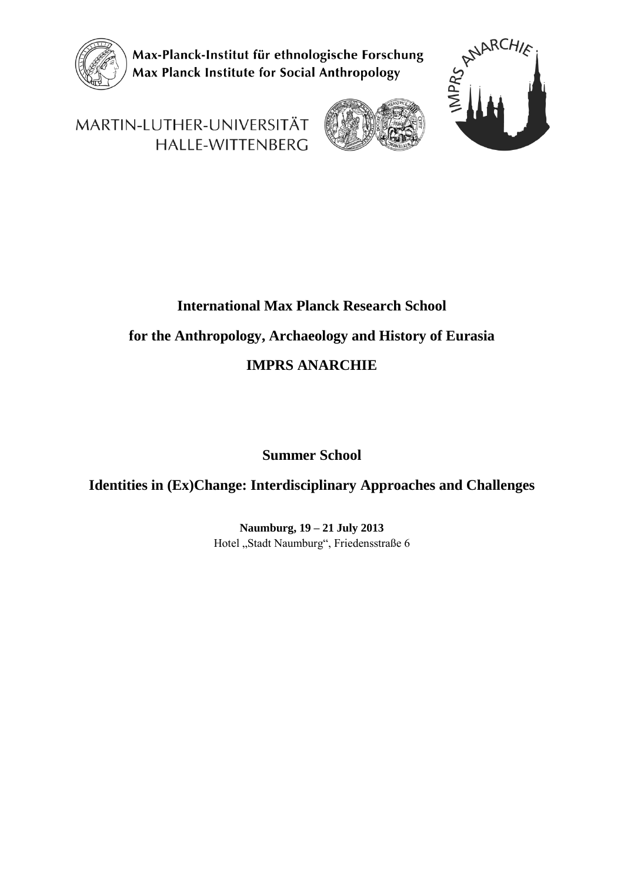Max-Planck-Institut für ethnologische Forschung
Max Planck Institute for Social Anthropology

MARTIN-LUTHER-UNIVERSITÄT HALLE-WITTENBERG

IMPRS ANARCHIE

# International Max Planck Research School

# for the Anthropology, Archaeology and History of Eurasia

# IMPRS ANARCHIE

## Summer School

## Identities in (Ex)Change: Interdisciplinary Approaches and Challenges

**Naumburg, 19 – 21 July 2013**

Hotel „Stadt Naumburg", Friedensstraße 6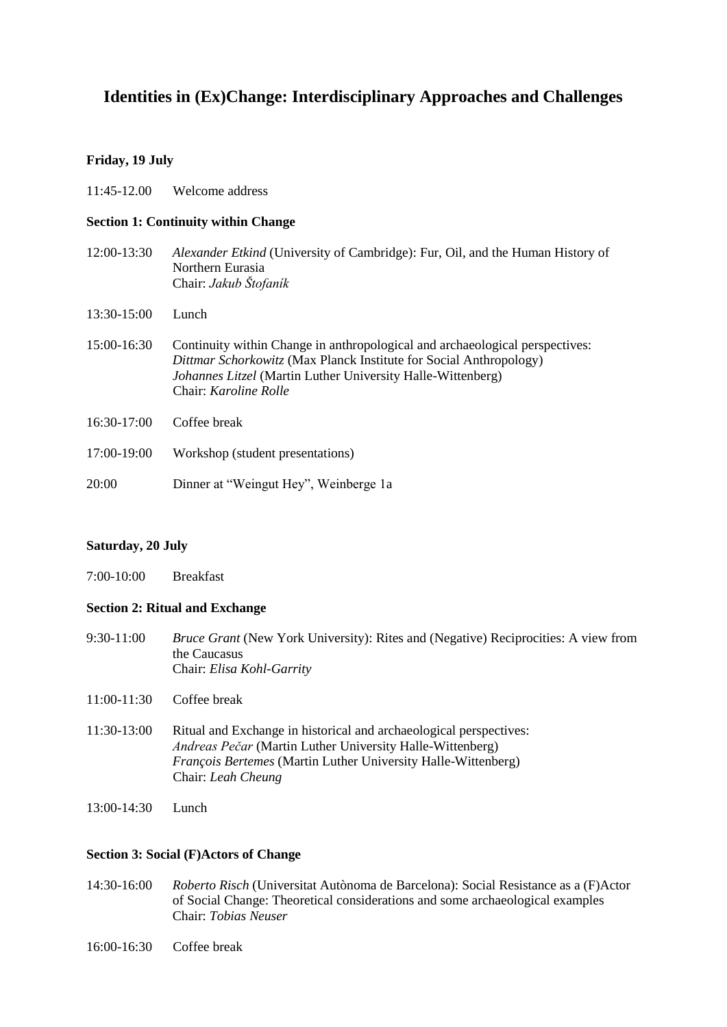# Identities in (Ex)Change: Interdisciplinary Approaches and Challenges

**Friday, 19 July**

11:45-12.00 Welcome address

**Section 1: Continuity within Change**

12:00-13:30 *Alexander Etkind* (University of Cambridge): Fur, Oil, and the Human History of Northern Eurasia
Chair: *Jakub Štofaník*

13:30-15:00 Lunch

15:00-16:30 Continuity within Change in anthropological and archaeological perspectives:
*Dittmar Schorkowitz* (Max Planck Institute for Social Anthropology)
*Johannes Litzel* (Martin Luther University Halle-Wittenberg)
Chair: *Karoline Rolle*

16:30-17:00 Coffee break

17:00-19:00 Workshop (student presentations)

20:00 Dinner at "Weingut Hey", Weinberge 1a

**Saturday, 20 July**

7:00-10:00 Breakfast

**Section 2: Ritual and Exchange**

9:30-11:00 *Bruce Grant* (New York University): Rites and (Negative) Reciprocities: A view from the Caucasus
Chair: *Elisa Kohl-Garrity*

11:00-11:30 Coffee break

11:30-13:00 Ritual and Exchange in historical and archaeological perspectives:
*Andreas Pečar* (Martin Luther University Halle-Wittenberg)
*François Bertemes* (Martin Luther University Halle-Wittenberg)
Chair: *Leah Cheung*

13:00-14:30 Lunch

**Section 3: Social (F)Actors of Change**

14:30-16:00 *Roberto Risch* (Universitat Autònoma de Barcelona): Social Resistance as a (F)Actor of Social Change: Theoretical considerations and some archaeological examples
Chair: *Tobias Neuser*

16:00-16:30 Coffee break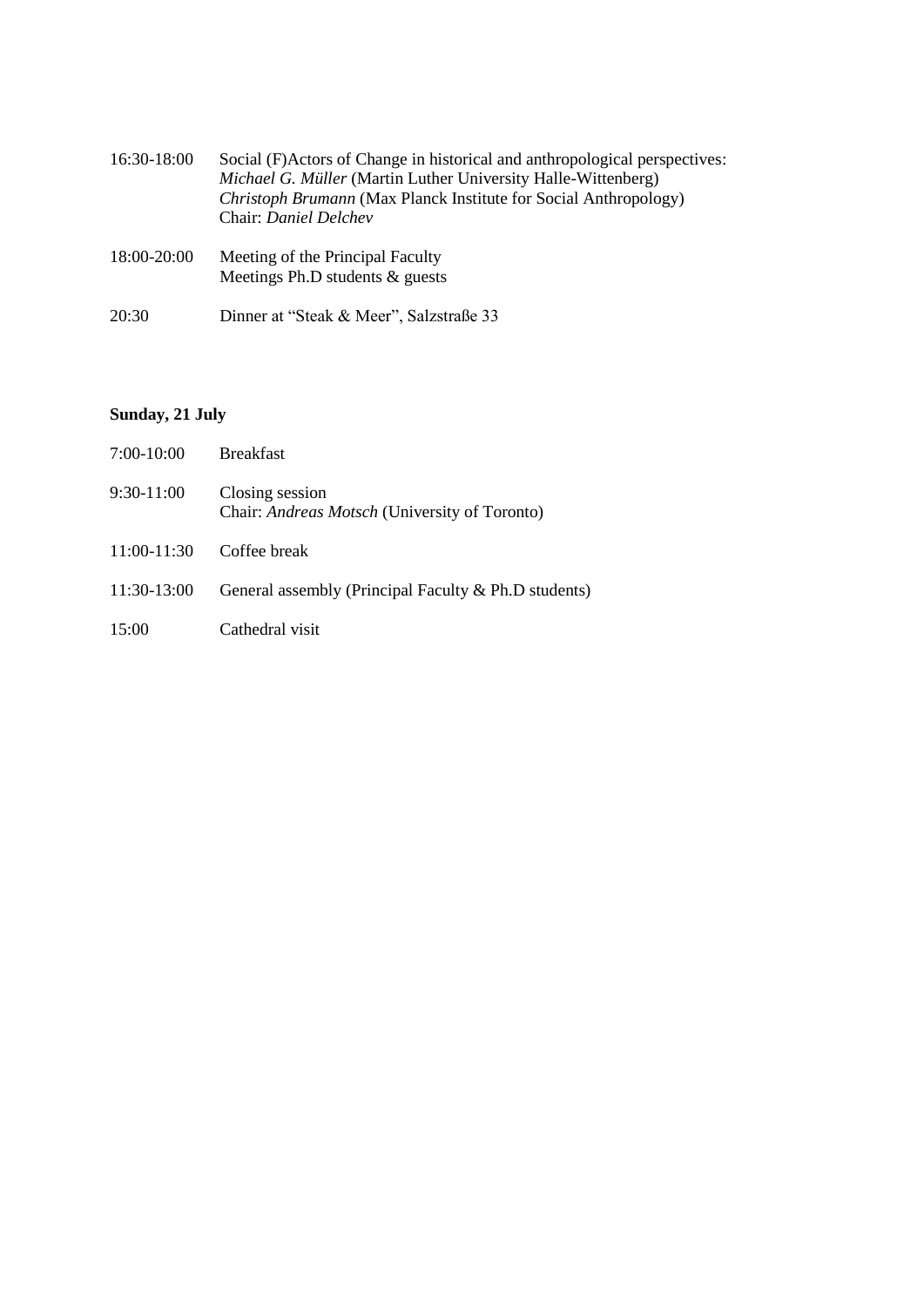| | |
|---|---|
| 16:30-18:00 | Social (F)Actors of Change in historical and anthropological perspectives:<br>*Michael G. Müller* (Martin Luther University Halle-Wittenberg)<br>*Christoph Brumann* (Max Planck Institute for Social Anthropology)<br>Chair: *Daniel Delchev* |
| 18:00-20:00 | Meeting of the Principal Faculty<br>Meetings Ph.D students & guests |
| 20:30 | Dinner at “Steak & Meer”, Salzstraße 33 |

**Sunday, 21 July**

| | |
|---|---|
| 7:00-10:00 | Breakfast |
| 9:30-11:00 | Closing session<br>Chair: *Andreas Motsch* (University of Toronto) |
| 11:00-11:30 | Coffee break |
| 11:30-13:00 | General assembly (Principal Faculty & Ph.D students) |
| 15:00 | Cathedral visit |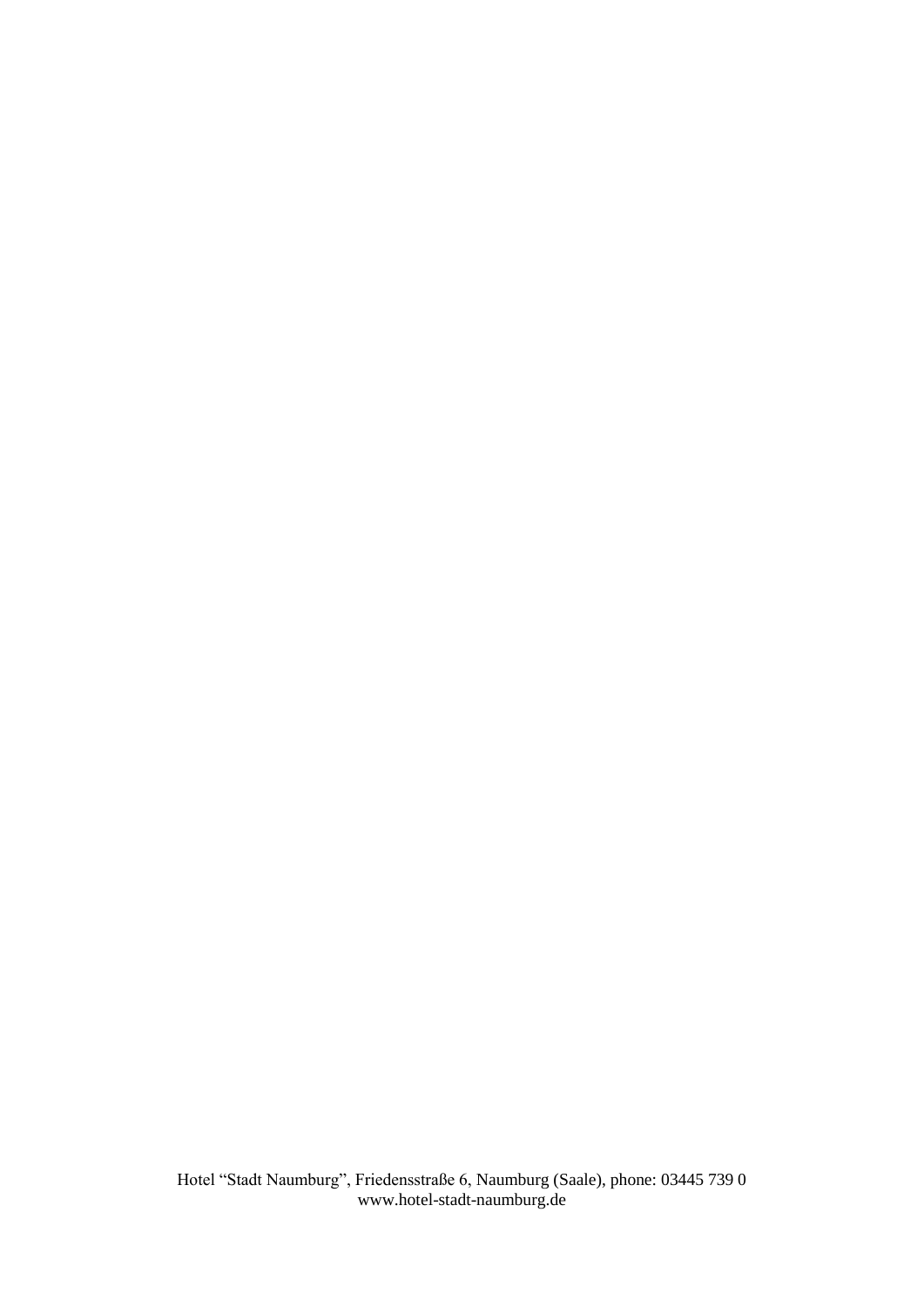Hotel "Stadt Naumburg", Friedensstraße 6, Naumburg (Saale), phone: 03445 739 0
www.hotel-stadt-naumburg.de